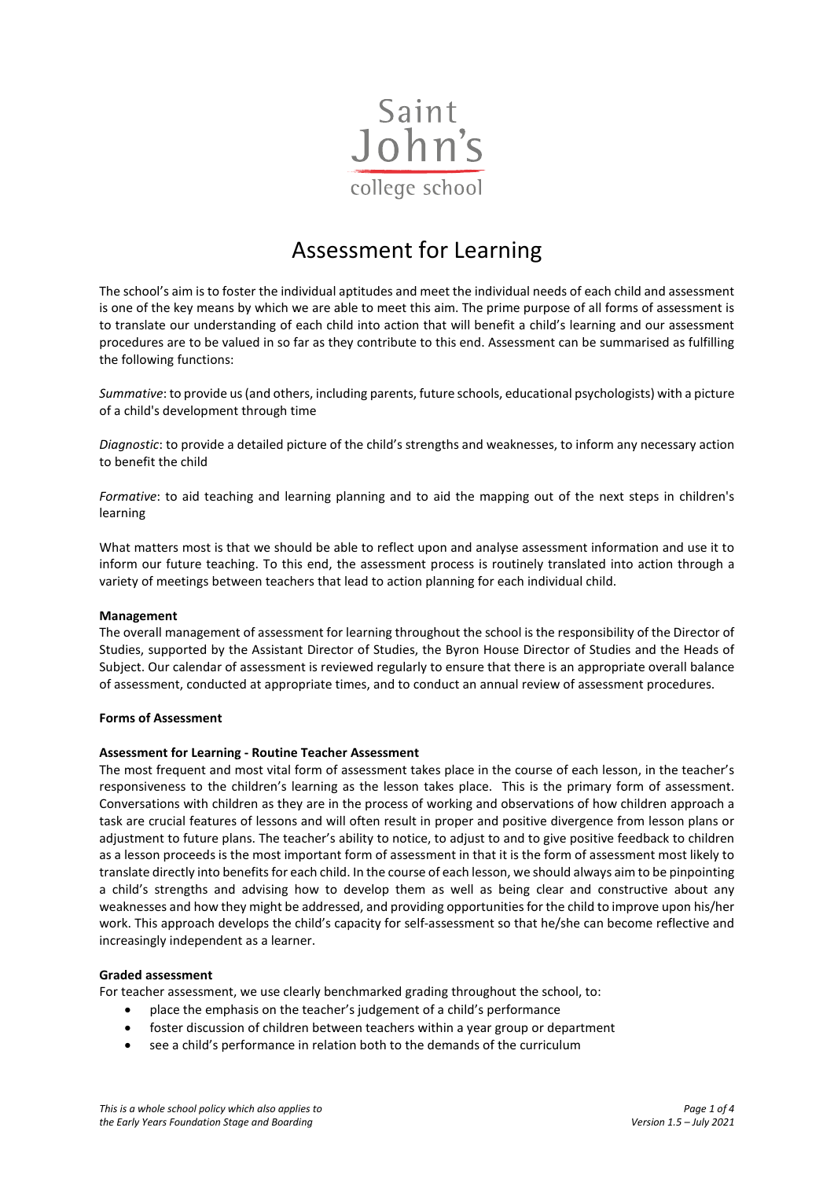Saint John's college school

# Assessment for Learning

The school's aim is to foster the individual aptitudes and meet the individual needs of each child and assessment is one of the key means by which we are able to meet this aim. The prime purpose of all forms of assessment is to translate our understanding of each child into action that will benefit a child's learning and our assessment procedures are to be valued in so far as they contribute to this end. Assessment can be summarised as fulfilling the following functions:

*Summative*: to provide us (and others, including parents, future schools, educational psychologists) with a picture of a child's development through time

*Diagnostic*: to provide a detailed picture of the child's strengths and weaknesses, to inform any necessary action to benefit the child

*Formative*: to aid teaching and learning planning and to aid the mapping out of the next steps in children's learning

What matters most is that we should be able to reflect upon and analyse assessment information and use it to inform our future teaching. To this end, the assessment process is routinely translated into action through a variety of meetings between teachers that lead to action planning for each individual child.

**Management**

The overall management of assessment for learning throughout the school is the responsibility of the Director of Studies, supported by the Assistant Director of Studies, the Byron House Director of Studies and the Heads of Subject. Our calendar of assessment is reviewed regularly to ensure that there is an appropriate overall balance of assessment, conducted at appropriate times, and to conduct an annual review of assessment procedures.

**Forms of Assessment**

**Assessment for Learning - Routine Teacher Assessment**

The most frequent and most vital form of assessment takes place in the course of each lesson, in the teacher's responsiveness to the children's learning as the lesson takes place. This is the primary form of assessment. Conversations with children as they are in the process of working and observations of how children approach a task are crucial features of lessons and will often result in proper and positive divergence from lesson plans or adjustment to future plans. The teacher's ability to notice, to adjust to and to give positive feedback to children as a lesson proceeds is the most important form of assessment in that it is the form of assessment most likely to translate directly into benefits for each child. In the course of each lesson, we should always aim to be pinpointing a child's strengths and advising how to develop them as well as being clear and constructive about any weaknesses and how they might be addressed, and providing opportunities for the child to improve upon his/her work. This approach develops the child's capacity for self-assessment so that he/she can become reflective and increasingly independent as a learner.

**Graded assessment**

For teacher assessment, we use clearly benchmarked grading throughout the school, to:

- place the emphasis on the teacher's judgement of a child's performance
- foster discussion of children between teachers within a year group or department
- see a child's performance in relation both to the demands of the curriculum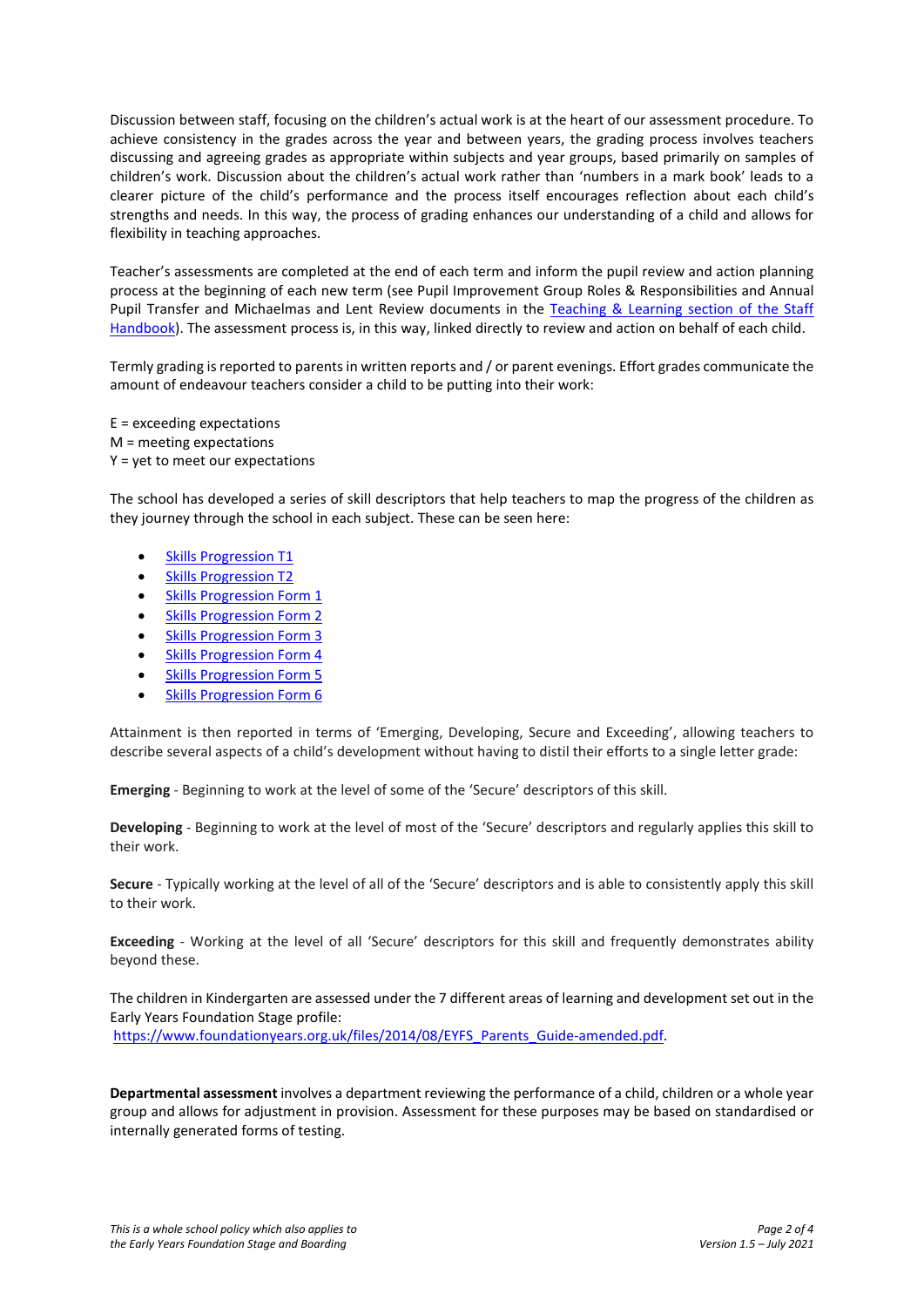Discussion between staff, focusing on the children's actual work is at the heart of our assessment procedure. To achieve consistency in the grades across the year and between years, the grading process involves teachers discussing and agreeing grades as appropriate within subjects and year groups, based primarily on samples of children's work. Discussion about the children's actual work rather than 'numbers in a mark book' leads to a clearer picture of the child's performance and the process itself encourages reflection about each child's strengths and needs. In this way, the process of grading enhances our understanding of a child and allows for flexibility in teaching approaches.

Teacher's assessments are completed at the end of each term and inform the pupil review and action planning process at the beginning of each new term (see Pupil Improvement Group Roles & Responsibilities and Annual Pupil Transfer and Michaelmas and Lent Review documents in the Teaching & Learning section of the Staff Handbook). The assessment process is, in this way, linked directly to review and action on behalf of each child.

Termly grading is reported to parents in written reports and / or parent evenings. Effort grades communicate the amount of endeavour teachers consider a child to be putting into their work:

E = exceeding expectations
M = meeting expectations
Y = yet to meet our expectations

The school has developed a series of skill descriptors that help teachers to map the progress of the children as they journey through the school in each subject. These can be seen here:

- Skills Progression T1
- Skills Progression T2
- Skills Progression Form 1
- Skills Progression Form 2
- Skills Progression Form 3
- Skills Progression Form 4
- Skills Progression Form 5
- Skills Progression Form 6

Attainment is then reported in terms of 'Emerging, Developing, Secure and Exceeding', allowing teachers to describe several aspects of a child's development without having to distil their efforts to a single letter grade:

**Emerging** - Beginning to work at the level of some of the 'Secure' descriptors of this skill.

**Developing** - Beginning to work at the level of most of the 'Secure' descriptors and regularly applies this skill to their work.

**Secure** - Typically working at the level of all of the 'Secure' descriptors and is able to consistently apply this skill to their work.

**Exceeding** - Working at the level of all 'Secure' descriptors for this skill and frequently demonstrates ability beyond these.

The children in Kindergarten are assessed under the 7 different areas of learning and development set out in the Early Years Foundation Stage profile:
https://www.foundationyears.org.uk/files/2014/08/EYFS_Parents_Guide-amended.pdf.

**Departmental assessment** involves a department reviewing the performance of a child, children or a whole year group and allows for adjustment in provision. Assessment for these purposes may be based on standardised or internally generated forms of testing.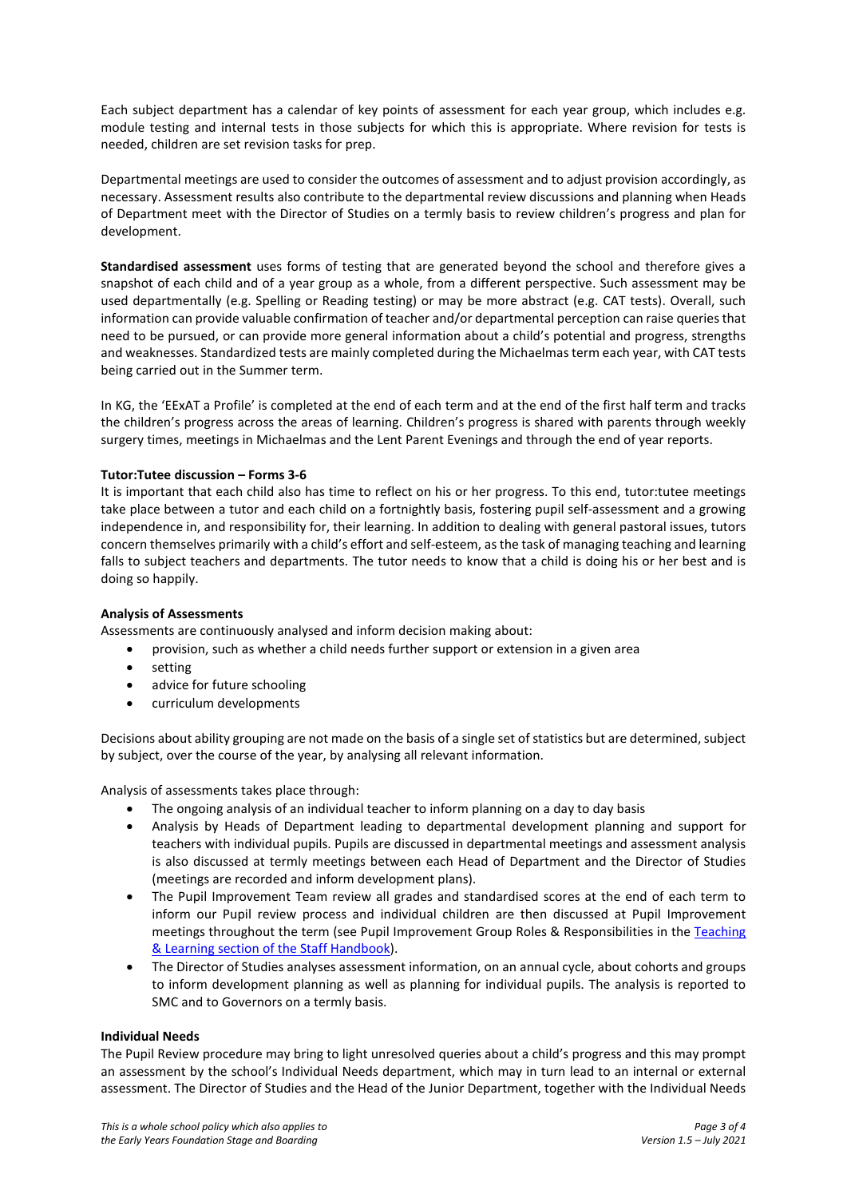Each subject department has a calendar of key points of assessment for each year group, which includes e.g. module testing and internal tests in those subjects for which this is appropriate. Where revision for tests is needed, children are set revision tasks for prep.

Departmental meetings are used to consider the outcomes of assessment and to adjust provision accordingly, as necessary. Assessment results also contribute to the departmental review discussions and planning when Heads of Department meet with the Director of Studies on a termly basis to review children's progress and plan for development.

**Standardised assessment** uses forms of testing that are generated beyond the school and therefore gives a snapshot of each child and of a year group as a whole, from a different perspective. Such assessment may be used departmentally (e.g. Spelling or Reading testing) or may be more abstract (e.g. CAT tests). Overall, such information can provide valuable confirmation of teacher and/or departmental perception can raise queries that need to be pursued, or can provide more general information about a child's potential and progress, strengths and weaknesses. Standardized tests are mainly completed during the Michaelmas term each year, with CAT tests being carried out in the Summer term.

In KG, the 'EExAT a Profile' is completed at the end of each term and at the end of the first half term and tracks the children's progress across the areas of learning. Children's progress is shared with parents through weekly surgery times, meetings in Michaelmas and the Lent Parent Evenings and through the end of year reports.

**Tutor:Tutee discussion – Forms 3-6**

It is important that each child also has time to reflect on his or her progress. To this end, tutor:tutee meetings take place between a tutor and each child on a fortnightly basis, fostering pupil self-assessment and a growing independence in, and responsibility for, their learning. In addition to dealing with general pastoral issues, tutors concern themselves primarily with a child's effort and self-esteem, as the task of managing teaching and learning falls to subject teachers and departments. The tutor needs to know that a child is doing his or her best and is doing so happily.

**Analysis of Assessments**

Assessments are continuously analysed and inform decision making about:

- provision, such as whether a child needs further support or extension in a given area
- setting
- advice for future schooling
- curriculum developments

Decisions about ability grouping are not made on the basis of a single set of statistics but are determined, subject by subject, over the course of the year, by analysing all relevant information.

Analysis of assessments takes place through:

- The ongoing analysis of an individual teacher to inform planning on a day to day basis
- Analysis by Heads of Department leading to departmental development planning and support for teachers with individual pupils. Pupils are discussed in departmental meetings and assessment analysis is also discussed at termly meetings between each Head of Department and the Director of Studies (meetings are recorded and inform development plans).
- The Pupil Improvement Team review all grades and standardised scores at the end of each term to inform our Pupil review process and individual children are then discussed at Pupil Improvement meetings throughout the term (see Pupil Improvement Group Roles & Responsibilities in the Teaching & Learning section of the Staff Handbook).
- The Director of Studies analyses assessment information, on an annual cycle, about cohorts and groups to inform development planning as well as planning for individual pupils. The analysis is reported to SMC and to Governors on a termly basis.

**Individual Needs**

The Pupil Review procedure may bring to light unresolved queries about a child's progress and this may prompt an assessment by the school's Individual Needs department, which may in turn lead to an internal or external assessment. The Director of Studies and the Head of the Junior Department, together with the Individual Needs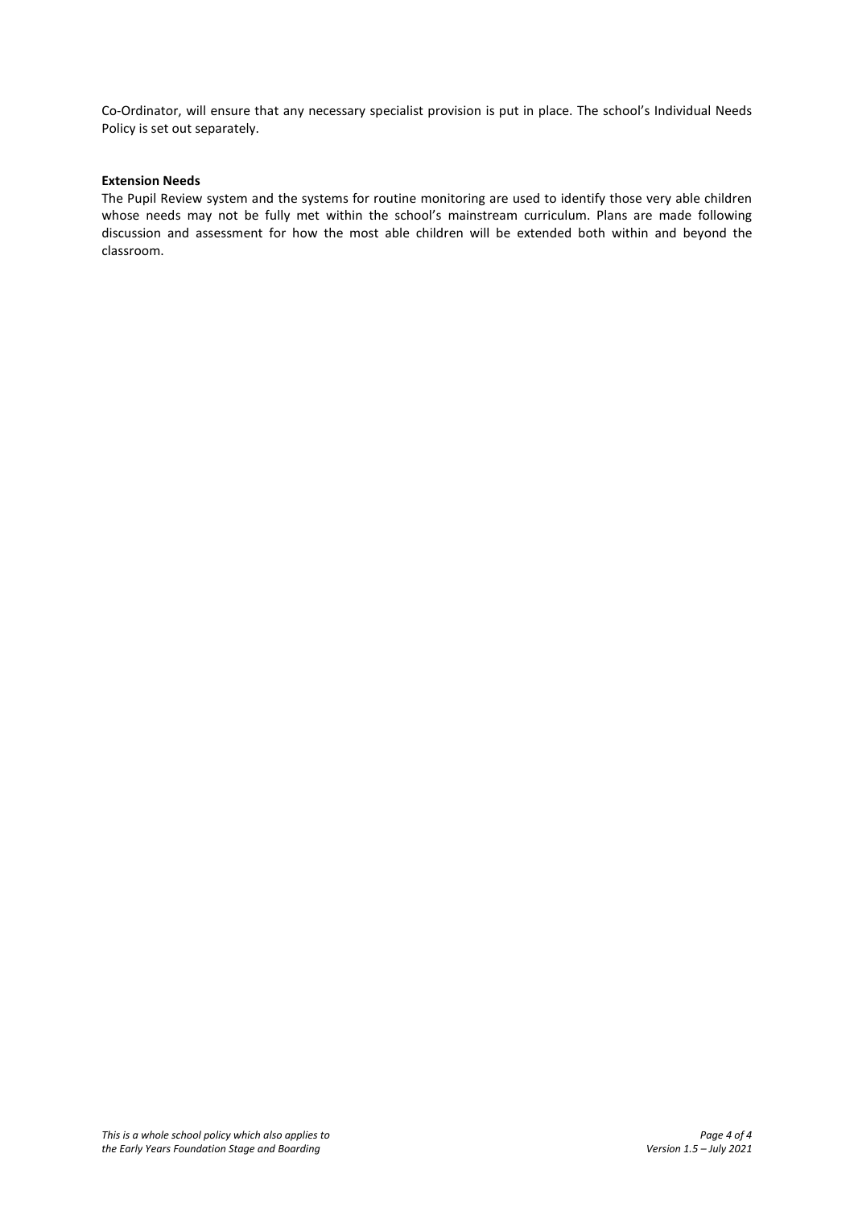Co-Ordinator, will ensure that any necessary specialist provision is put in place. The school's Individual Needs Policy is set out separately.

**Extension Needs**

The Pupil Review system and the systems for routine monitoring are used to identify those very able children whose needs may not be fully met within the school's mainstream curriculum. Plans are made following discussion and assessment for how the most able children will be extended both within and beyond the classroom.